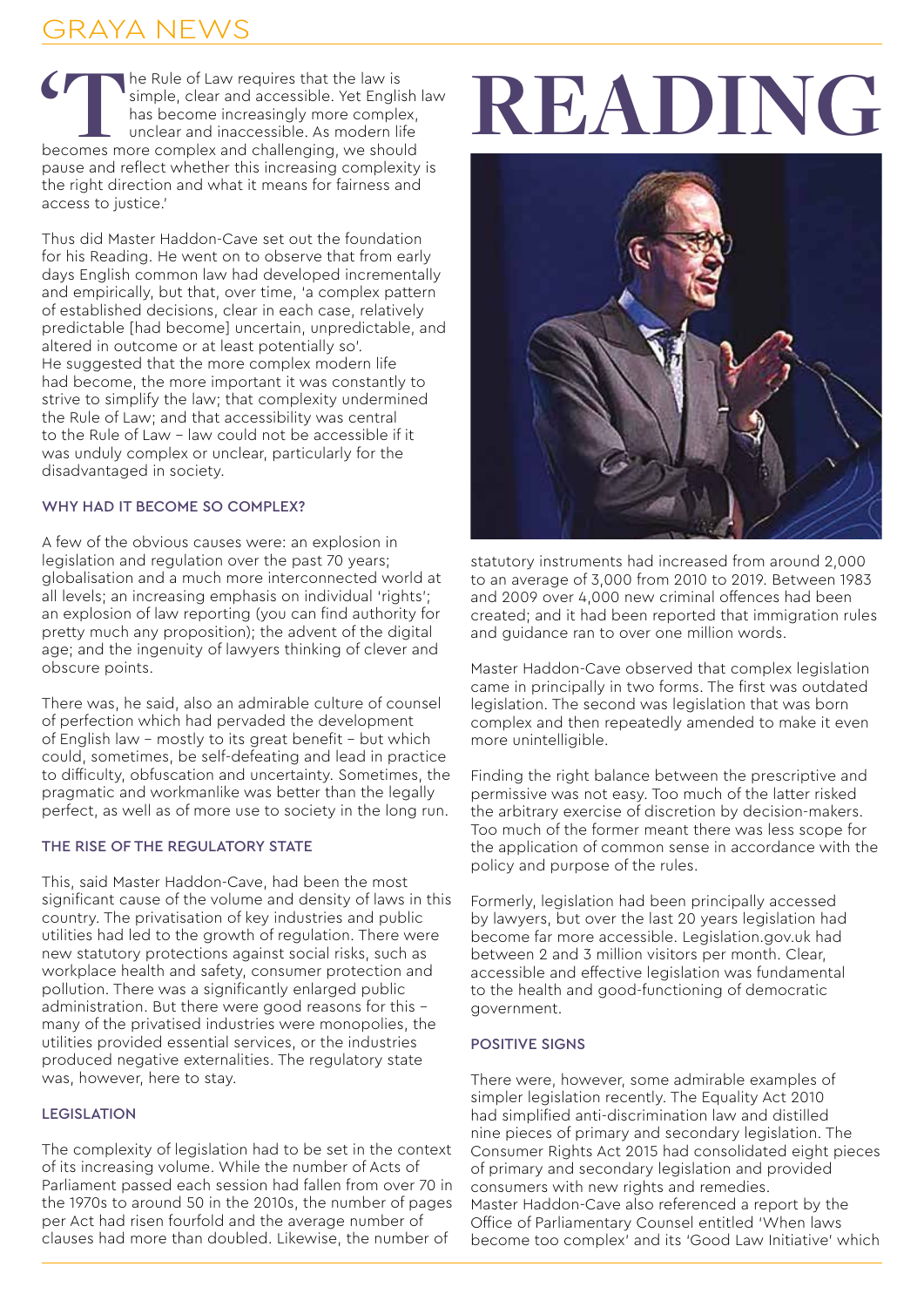# READING

'The Rule of Law requires that the law is simple, clear and accessible. Yet English law has become increasingly more complex, unclear and inaccessible. As modern life becomes more complex and challenging, we should pause and reflect whether this increasing complexity is the right direction and what it means for fairness and access to justice.'

Thus did Master Haddon-Cave set out the foundation for his Reading. He went on to observe that from early days English common law had developed incrementally and empirically, but that, over time, 'a complex pattern of established decisions, clear in each case, relatively predictable [had become] uncertain, unpredictable, and altered in outcome or at least potentially so'. He suggested that the more complex modern life had become, the more important it was constantly to strive to simplify the law; that complexity undermined the Rule of Law; and that accessibility was central to the Rule of Law – law could not be accessible if it was unduly complex or unclear, particularly for the disadvantaged in society.

### WHY HAD IT BECOME SO COMPLEX?

A few of the obvious causes were: an explosion in legislation and regulation over the past 70 years; globalisation and a much more interconnected world at all levels; an increasing emphasis on individual 'rights'; an explosion of law reporting (you can find authority for pretty much any proposition); the advent of the digital age; and the ingenuity of lawyers thinking of clever and obscure points.

There was, he said, also an admirable culture of counsel of perfection which had pervaded the development of English law – mostly to its great benefit – but which could, sometimes, be self-defeating and lead in practice to difficulty, obfuscation and uncertainty. Sometimes, the pragmatic and workmanlike was better than the legally perfect, as well as of more use to society in the long run.

### THE RISE OF THE REGULATORY STATE

This, said Master Haddon-Cave, had been the most significant cause of the volume and density of laws in this country. The privatisation of key industries and public utilities had led to the growth of regulation. There were new statutory protections against social risks, such as workplace health and safety, consumer protection and pollution. There was a significantly enlarged public administration. But there were good reasons for this – many of the privatised industries were monopolies, the utilities provided essential services, or the industries produced negative externalities. The regulatory state was, however, here to stay.

### LEGISLATION

The complexity of legislation had to be set in the context of its increasing volume. While the number of Acts of Parliament passed each session had fallen from over 70 in the 1970s to around 50 in the 2010s, the number of pages per Act had risen fourfold and the average number of clauses had more than doubled. Likewise, the number of statutory instruments had increased from around 2,000 to an average of 3,000 from 2010 to 2019. Between 1983 and 2009 over 4,000 new criminal offences had been created; and it had been reported that immigration rules and guidance ran to over one million words.

Master Haddon-Cave observed that complex legislation came in principally in two forms. The first was outdated legislation. The second was legislation that was born complex and then repeatedly amended to make it even more unintelligible.

Finding the right balance between the prescriptive and permissive was not easy. Too much of the latter risked the arbitrary exercise of discretion by decision-makers. Too much of the former meant there was less scope for the application of common sense in accordance with the policy and purpose of the rules.

Formerly, legislation had been principally accessed by lawyers, but over the last 20 years legislation had become far more accessible. Legislation.gov.uk had between 2 and 3 million visitors per month. Clear, accessible and effective legislation was fundamental to the health and good-functioning of democratic government.

### POSITIVE SIGNS

There were, however, some admirable examples of simpler legislation recently. The Equality Act 2010 had simplified anti-discrimination law and distilled nine pieces of primary and secondary legislation. The Consumer Rights Act 2015 had consolidated eight pieces of primary and secondary legislation and provided consumers with new rights and remedies.
Master Haddon-Cave also referenced a report by the Office of Parliamentary Counsel entitled 'When laws become too complex' and its 'Good Law Initiative' which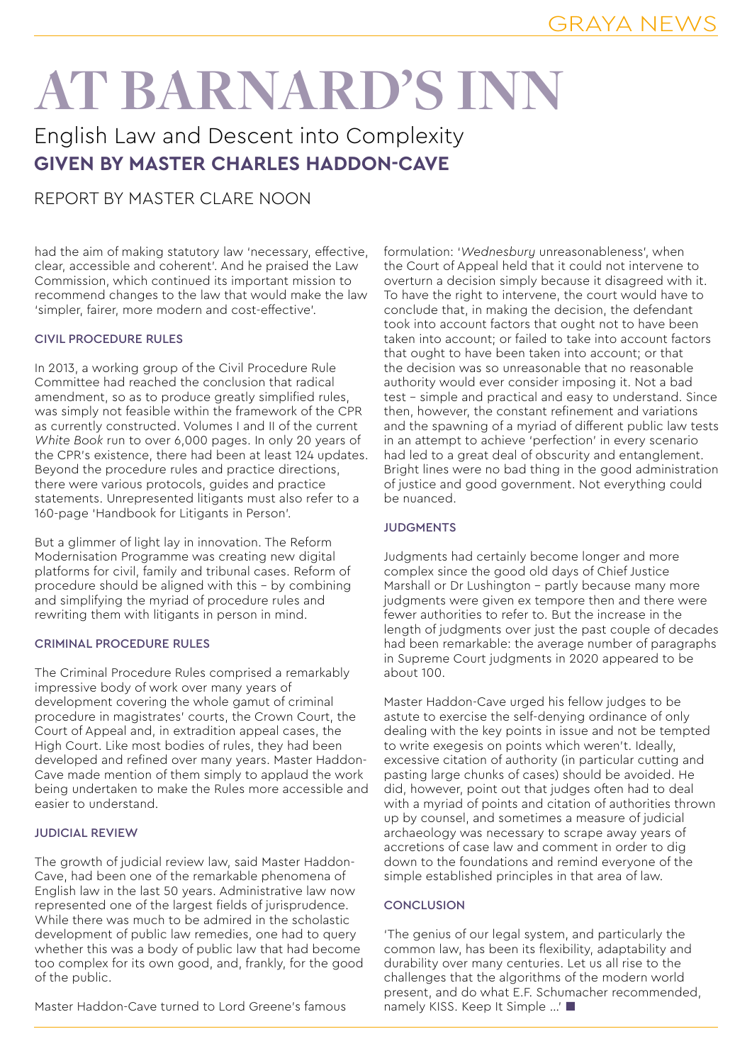# AT BARNARD'S INN

## English Law and Descent into Complexity

## GIVEN BY MASTER CHARLES HADDON-CAVE

REPORT BY MASTER CLARE NOON

had the aim of making statutory law 'necessary, effective, clear, accessible and coherent'. And he praised the Law Commission, which continued its important mission to recommend changes to the law that would make the law 'simpler, fairer, more modern and cost-effective'.

### CIVIL PROCEDURE RULES

In 2013, a working group of the Civil Procedure Rule Committee had reached the conclusion that radical amendment, so as to produce greatly simplified rules, was simply not feasible within the framework of the CPR as currently constructed. Volumes I and II of the current *White Book* run to over 6,000 pages. In only 20 years of the CPR's existence, there had been at least 124 updates. Beyond the procedure rules and practice directions, there were various protocols, guides and practice statements. Unrepresented litigants must also refer to a 160-page 'Handbook for Litigants in Person'.

But a glimmer of light lay in innovation. The Reform Modernisation Programme was creating new digital platforms for civil, family and tribunal cases. Reform of procedure should be aligned with this – by combining and simplifying the myriad of procedure rules and rewriting them with litigants in person in mind.

### CRIMINAL PROCEDURE RULES

The Criminal Procedure Rules comprised a remarkably impressive body of work over many years of development covering the whole gamut of criminal procedure in magistrates' courts, the Crown Court, the Court of Appeal and, in extradition appeal cases, the High Court. Like most bodies of rules, they had been developed and refined over many years. Master Haddon-Cave made mention of them simply to applaud the work being undertaken to make the Rules more accessible and easier to understand.

### JUDICIAL REVIEW

The growth of judicial review law, said Master Haddon-Cave, had been one of the remarkable phenomena of English law in the last 50 years. Administrative law now represented one of the largest fields of jurisprudence. While there was much to be admired in the scholastic development of public law remedies, one had to query whether this was a body of public law that had become too complex for its own good, and, frankly, for the good of the public.

Master Haddon-Cave turned to Lord Greene's famous formulation: '*Wednesbury* unreasonableness', when the Court of Appeal held that it could not intervene to overturn a decision simply because it disagreed with it. To have the right to intervene, the court would have to conclude that, in making the decision, the defendant took into account factors that ought not to have been taken into account; or failed to take into account factors that ought to have been taken into account; or that the decision was so unreasonable that no reasonable authority would ever consider imposing it. Not a bad test – simple and practical and easy to understand. Since then, however, the constant refinement and variations and the spawning of a myriad of different public law tests in an attempt to achieve 'perfection' in every scenario had led to a great deal of obscurity and entanglement. Bright lines were no bad thing in the good administration of justice and good government. Not everything could be nuanced.

### JUDGMENTS

Judgments had certainly become longer and more complex since the good old days of Chief Justice Marshall or Dr Lushington – partly because many more judgments were given ex tempore then and there were fewer authorities to refer to. But the increase in the length of judgments over just the past couple of decades had been remarkable: the average number of paragraphs in Supreme Court judgments in 2020 appeared to be about 100.

Master Haddon-Cave urged his fellow judges to be astute to exercise the self-denying ordinance of only dealing with the key points in issue and not be tempted to write exegesis on points which weren't. Ideally, excessive citation of authority (in particular cutting and pasting large chunks of cases) should be avoided. He did, however, point out that judges often had to deal with a myriad of points and citation of authorities thrown up by counsel, and sometimes a measure of judicial archaeology was necessary to scrape away years of accretions of case law and comment in order to dig down to the foundations and remind everyone of the simple established principles in that area of law.

### CONCLUSION

'The genius of our legal system, and particularly the common law, has been its flexibility, adaptability and durability over many centuries. Let us all rise to the challenges that the algorithms of the modern world present, and do what E.F. Schumacher recommended, namely KISS. Keep It Simple ...' ■